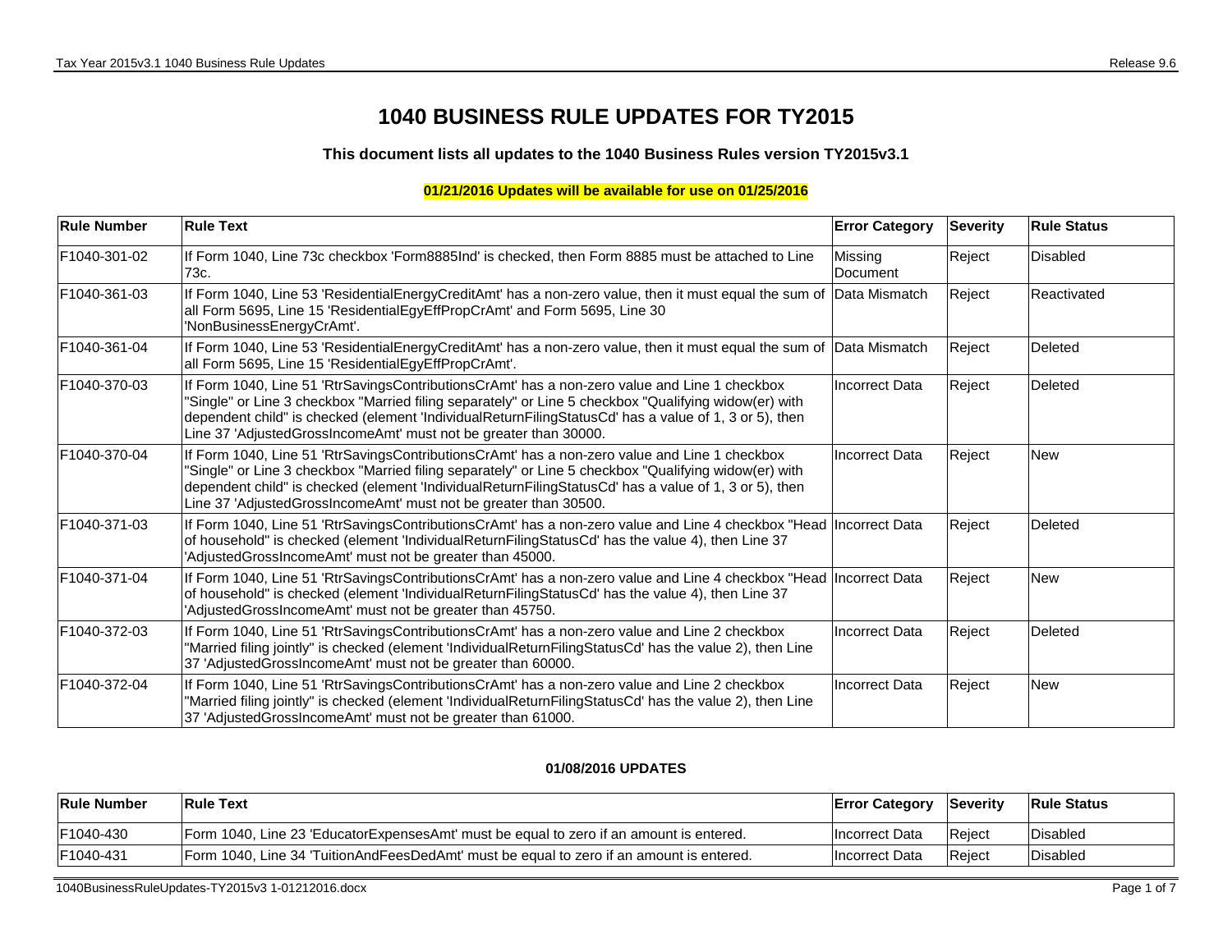# 1040 BUSINESS RULE UPDATES FOR TY2015

### This document lists all updates to the 1040 Business Rules version TY2015v3.1

**01/21/2016 Updates will be available for use on 01/25/2016**

| Rule Number | Rule Text | Error Category | Severity | Rule Status |
|---|---|---|---|---|
| F1040-301-02 | If Form 1040, Line 73c checkbox 'Form8885Ind' is checked, then Form 8885 must be attached to Line 73c. | Missing Document | Reject | Disabled |
| F1040-361-03 | If Form 1040, Line 53 'ResidentialEnergyCreditAmt' has a non-zero value, then it must equal the sum of all Form 5695, Line 15 'ResidentialEgyEffPropCrAmt' and Form 5695, Line 30 'NonBusinessEnergyCrAmt'. | Data Mismatch | Reject | Reactivated |
| F1040-361-04 | If Form 1040, Line 53 'ResidentialEnergyCreditAmt' has a non-zero value, then it must equal the sum of all Form 5695, Line 15 'ResidentialEgyEffPropCrAmt'. | Data Mismatch | Reject | Deleted |
| F1040-370-03 | If Form 1040, Line 51 'RtrSavingsContributionsCrAmt' has a non-zero value and Line 1 checkbox "Single" or Line 3 checkbox "Married filing separately" or Line 5 checkbox "Qualifying widow(er) with dependent child" is checked (element 'IndividualReturnFilingStatusCd' has a value of 1, 3 or 5), then Line 37 'AdjustedGrossIncomeAmt' must not be greater than 30000. | Incorrect Data | Reject | Deleted |
| F1040-370-04 | If Form 1040, Line 51 'RtrSavingsContributionsCrAmt' has a non-zero value and Line 1 checkbox "Single" or Line 3 checkbox "Married filing separately" or Line 5 checkbox "Qualifying widow(er) with dependent child" is checked (element 'IndividualReturnFilingStatusCd' has a value of 1, 3 or 5), then Line 37 'AdjustedGrossIncomeAmt' must not be greater than 30500. | Incorrect Data | Reject | New |
| F1040-371-03 | If Form 1040, Line 51 'RtrSavingsContributionsCrAmt' has a non-zero value and Line 4 checkbox "Head of household" is checked (element 'IndividualReturnFilingStatusCd' has the value 4), then Line 37 'AdjustedGrossIncomeAmt' must not be greater than 45000. | Incorrect Data | Reject | Deleted |
| F1040-371-04 | If Form 1040, Line 51 'RtrSavingsContributionsCrAmt' has a non-zero value and Line 4 checkbox "Head of household" is checked (element 'IndividualReturnFilingStatusCd' has the value 4), then Line 37 'AdjustedGrossIncomeAmt' must not be greater than 45750. | Incorrect Data | Reject | New |
| F1040-372-03 | If Form 1040, Line 51 'RtrSavingsContributionsCrAmt' has a non-zero value and Line 2 checkbox "Married filing jointly" is checked (element 'IndividualReturnFilingStatusCd' has the value 2), then Line 37 'AdjustedGrossIncomeAmt' must not be greater than 60000. | Incorrect Data | Reject | Deleted |
| F1040-372-04 | If Form 1040, Line 51 'RtrSavingsContributionsCrAmt' has a non-zero value and Line 2 checkbox "Married filing jointly" is checked (element 'IndividualReturnFilingStatusCd' has the value 2), then Line 37 'AdjustedGrossIncomeAmt' must not be greater than 61000. | Incorrect Data | Reject | New |

**01/08/2016 UPDATES**

| Rule Number | Rule Text | Error Category | Severity | Rule Status |
|---|---|---|---|---|
| F1040-430 | Form 1040, Line 23 'EducatorExpensesAmt' must be equal to zero if an amount is entered. | Incorrect Data | Reject | Disabled |
| F1040-431 | Form 1040, Line 34 'TuitionAndFeesDedAmt' must be equal to zero if an amount is entered. | Incorrect Data | Reject | Disabled |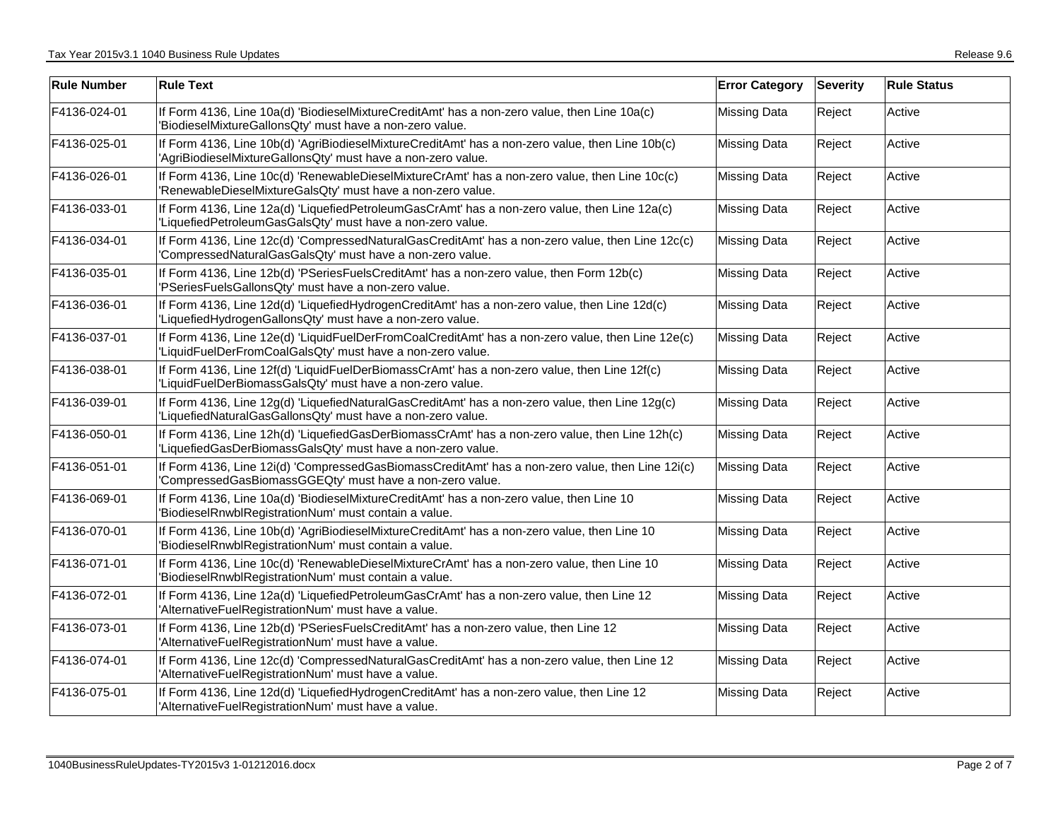| Rule Number | Rule Text | Error Category | Severity | Rule Status |
|---|---|---|---|---|
| F4136-024-01 | If Form 4136, Line 10a(d) 'BiodieselMixtureCreditAmt' has a non-zero value, then Line 10a(c) 'BiodieselMixtureGallonsQty' must have a non-zero value. | Missing Data | Reject | Active |
| F4136-025-01 | If Form 4136, Line 10b(d) 'AgriBiodieselMixtureCreditAmt' has a non-zero value, then Line 10b(c) 'AgriBiodieselMixtureGallonsQty' must have a non-zero value. | Missing Data | Reject | Active |
| F4136-026-01 | If Form 4136, Line 10c(d) 'RenewableDieselMixtureCrAmt' has a non-zero value, then Line 10c(c) 'RenewableDieselMixtureGalsQty' must have a non-zero value. | Missing Data | Reject | Active |
| F4136-033-01 | If Form 4136, Line 12a(d) 'LiquefiedPetroleumGasCrAmt' has a non-zero value, then Line 12a(c) 'LiquefiedPetroleumGasGalsQty' must have a non-zero value. | Missing Data | Reject | Active |
| F4136-034-01 | If Form 4136, Line 12c(d) 'CompressedNaturalGasCreditAmt' has a non-zero value, then Line 12c(c) 'CompressedNaturalGasGalsQty' must have a non-zero value. | Missing Data | Reject | Active |
| F4136-035-01 | If Form 4136, Line 12b(d) 'PSeriesFuelsCreditAmt' has a non-zero value, then Form 12b(c) 'PSeriesFuelsGallonsQty' must have a non-zero value. | Missing Data | Reject | Active |
| F4136-036-01 | If Form 4136, Line 12d(d) 'LiquefiedHydrogenCreditAmt' has a non-zero value, then Line 12d(c) 'LiquefiedHydrogenGallonsQty' must have a non-zero value. | Missing Data | Reject | Active |
| F4136-037-01 | If Form 4136, Line 12e(d) 'LiquidFuelDerFromCoalCreditAmt' has a non-zero value, then Line 12e(c) 'LiquidFuelDerFromCoalGalsQty' must have a non-zero value. | Missing Data | Reject | Active |
| F4136-038-01 | If Form 4136, Line 12f(d) 'LiquidFuelDerBiomassCrAmt' has a non-zero value, then Line 12f(c) 'LiquidFuelDerBiomassGalsQty' must have a non-zero value. | Missing Data | Reject | Active |
| F4136-039-01 | If Form 4136, Line 12g(d) 'LiquefiedNaturalGasCreditAmt' has a non-zero value, then Line 12g(c) 'LiquefiedNaturalGasGallonsQty' must have a non-zero value. | Missing Data | Reject | Active |
| F4136-050-01 | If Form 4136, Line 12h(d) 'LiquefiedGasDerBiomassCrAmt' has a non-zero value, then Line 12h(c) 'LiquefiedGasDerBiomassGalsQty' must have a non-zero value. | Missing Data | Reject | Active |
| F4136-051-01 | If Form 4136, Line 12i(d) 'CompressedGasBiomassCreditAmt' has a non-zero value, then Line 12i(c) 'CompressedGasBiomassGGEQty' must have a non-zero value. | Missing Data | Reject | Active |
| F4136-069-01 | If Form 4136, Line 10a(d) 'BiodieselMixtureCreditAmt' has a non-zero value, then Line 10 'BiodieselRnwblRegistrationNum' must contain a value. | Missing Data | Reject | Active |
| F4136-070-01 | If Form 4136, Line 10b(d) 'AgriBiodieselMixtureCreditAmt' has a non-zero value, then Line 10 'BiodieselRnwblRegistrationNum' must contain a value. | Missing Data | Reject | Active |
| F4136-071-01 | If Form 4136, Line 10c(d) 'RenewableDieselMixtureCrAmt' has a non-zero value, then Line 10 'BiodieselRnwblRegistrationNum' must contain a value. | Missing Data | Reject | Active |
| F4136-072-01 | If Form 4136, Line 12a(d) 'LiquefiedPetroleumGasCrAmt' has a non-zero value, then Line 12 'AlternativeFuelRegistrationNum' must have a value. | Missing Data | Reject | Active |
| F4136-073-01 | If Form 4136, Line 12b(d) 'PSeriesFuelsCreditAmt' has a non-zero value, then Line 12 'AlternativeFuelRegistrationNum' must have a value. | Missing Data | Reject | Active |
| F4136-074-01 | If Form 4136, Line 12c(d) 'CompressedNaturalGasCreditAmt' has a non-zero value, then Line 12 'AlternativeFuelRegistrationNum' must have a value. | Missing Data | Reject | Active |
| F4136-075-01 | If Form 4136, Line 12d(d) 'LiquefiedHydrogenCreditAmt' has a non-zero value, then Line 12 'AlternativeFuelRegistrationNum' must have a value. | Missing Data | Reject | Active |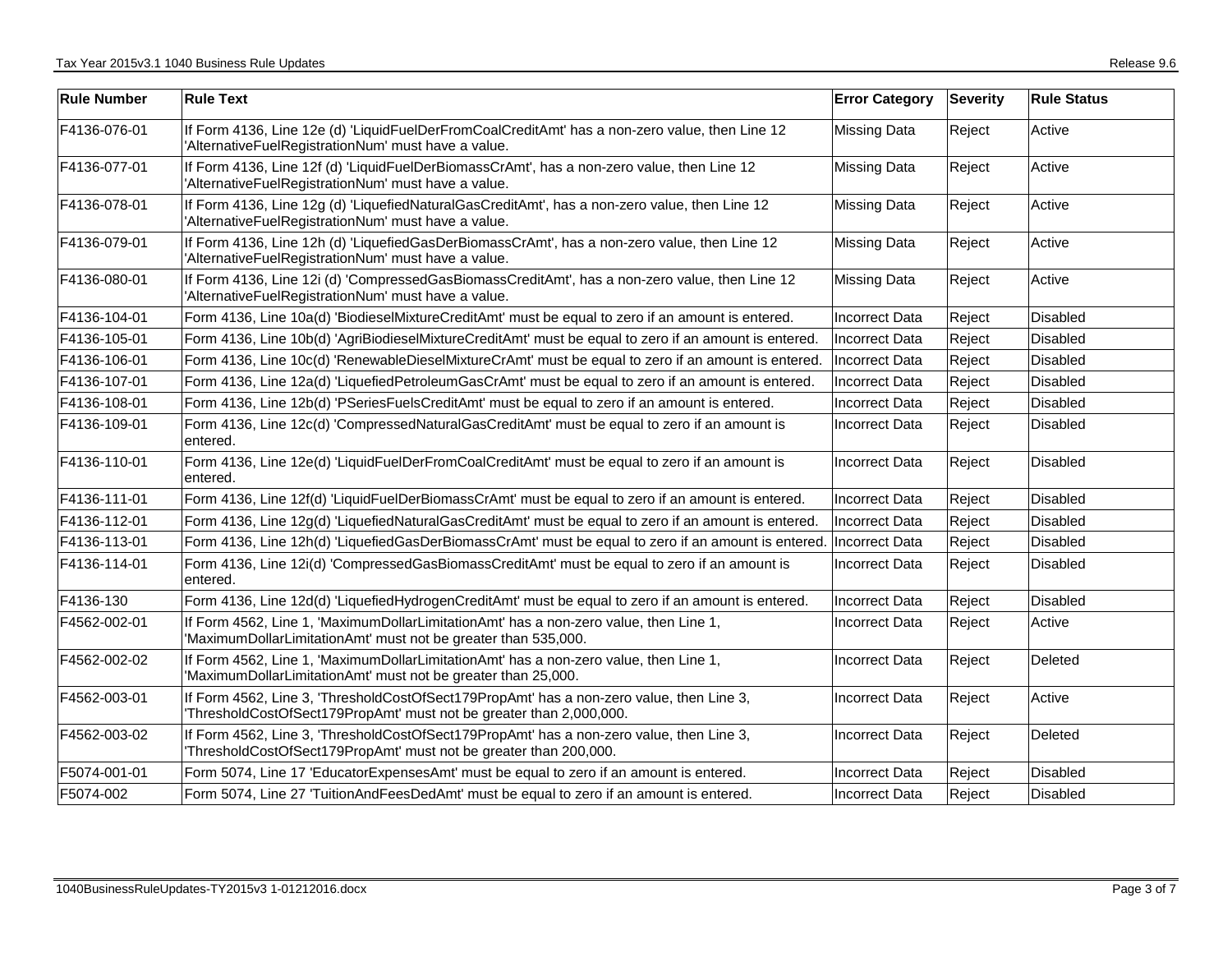| Rule Number | Rule Text | Error Category | Severity | Rule Status |
|---|---|---|---|---|
| F4136-076-01 | If Form 4136, Line 12e (d) 'LiquidFuelDerFromCoalCreditAmt' has a non-zero value, then Line 12 'AlternativeFuelRegistrationNum' must have a value. | Missing Data | Reject | Active |
| F4136-077-01 | If Form 4136, Line 12f (d) 'LiquidFuelDerBiomassCrAmt', has a non-zero value, then Line 12 'AlternativeFuelRegistrationNum' must have a value. | Missing Data | Reject | Active |
| F4136-078-01 | If Form 4136, Line 12g (d) 'LiquefiedNaturalGasCreditAmt', has a non-zero value, then Line 12 'AlternativeFuelRegistrationNum' must have a value. | Missing Data | Reject | Active |
| F4136-079-01 | If Form 4136, Line 12h (d) 'LiquefiedGasDerBiomassCrAmt', has a non-zero value, then Line 12 'AlternativeFuelRegistrationNum' must have a value. | Missing Data | Reject | Active |
| F4136-080-01 | If Form 4136, Line 12i (d) 'CompressedGasBiomassCreditAmt', has a non-zero value, then Line 12 'AlternativeFuelRegistrationNum' must have a value. | Missing Data | Reject | Active |
| F4136-104-01 | Form 4136, Line 10a(d) 'BiodieselMixtureCreditAmt' must be equal to zero if an amount is entered. | Incorrect Data | Reject | Disabled |
| F4136-105-01 | Form 4136, Line 10b(d) 'AgriBiodieselMixtureCreditAmt' must be equal to zero if an amount is entered. | Incorrect Data | Reject | Disabled |
| F4136-106-01 | Form 4136, Line 10c(d) 'RenewableDieselMixtureCrAmt' must be equal to zero if an amount is entered. | Incorrect Data | Reject | Disabled |
| F4136-107-01 | Form 4136, Line 12a(d) 'LiquefiedPetroleumGasCrAmt' must be equal to zero if an amount is entered. | Incorrect Data | Reject | Disabled |
| F4136-108-01 | Form 4136, Line 12b(d) 'PSeriesFuelsCreditAmt' must be equal to zero if an amount is entered. | Incorrect Data | Reject | Disabled |
| F4136-109-01 | Form 4136, Line 12c(d) 'CompressedNaturalGasCreditAmt' must be equal to zero if an amount is entered. | Incorrect Data | Reject | Disabled |
| F4136-110-01 | Form 4136, Line 12e(d) 'LiquidFuelDerFromCoalCreditAmt' must be equal to zero if an amount is entered. | Incorrect Data | Reject | Disabled |
| F4136-111-01 | Form 4136, Line 12f(d) 'LiquidFuelDerBiomassCrAmt' must be equal to zero if an amount is entered. | Incorrect Data | Reject | Disabled |
| F4136-112-01 | Form 4136, Line 12g(d) 'LiquefiedNaturalGasCreditAmt' must be equal to zero if an amount is entered. | Incorrect Data | Reject | Disabled |
| F4136-113-01 | Form 4136, Line 12h(d) 'LiquefiedGasDerBiomassCrAmt' must be equal to zero if an amount is entered. | Incorrect Data | Reject | Disabled |
| F4136-114-01 | Form 4136, Line 12i(d) 'CompressedGasBiomassCreditAmt' must be equal to zero if an amount is entered. | Incorrect Data | Reject | Disabled |
| F4136-130 | Form 4136, Line 12d(d) 'LiquefiedHydrogenCreditAmt' must be equal to zero if an amount is entered. | Incorrect Data | Reject | Disabled |
| F4562-002-01 | If Form 4562, Line 1, 'MaximumDollarLimitationAmt' has a non-zero value, then Line 1, 'MaximumDollarLimitationAmt' must not be greater than 535,000. | Incorrect Data | Reject | Active |
| F4562-002-02 | If Form 4562, Line 1, 'MaximumDollarLimitationAmt' has a non-zero value, then Line 1, 'MaximumDollarLimitationAmt' must not be greater than 25,000. | Incorrect Data | Reject | Deleted |
| F4562-003-01 | If Form 4562, Line 3, 'ThresholdCostOfSect179PropAmt' has a non-zero value, then Line 3, 'ThresholdCostOfSect179PropAmt' must not be greater than 2,000,000. | Incorrect Data | Reject | Active |
| F4562-003-02 | If Form 4562, Line 3, 'ThresholdCostOfSect179PropAmt' has a non-zero value, then Line 3, 'ThresholdCostOfSect179PropAmt' must not be greater than 200,000. | Incorrect Data | Reject | Deleted |
| F5074-001-01 | Form 5074, Line 17 'EducatorExpensesAmt' must be equal to zero if an amount is entered. | Incorrect Data | Reject | Disabled |
| F5074-002 | Form 5074, Line 27 'TuitionAndFeesDedAmt' must be equal to zero if an amount is entered. | Incorrect Data | Reject | Disabled |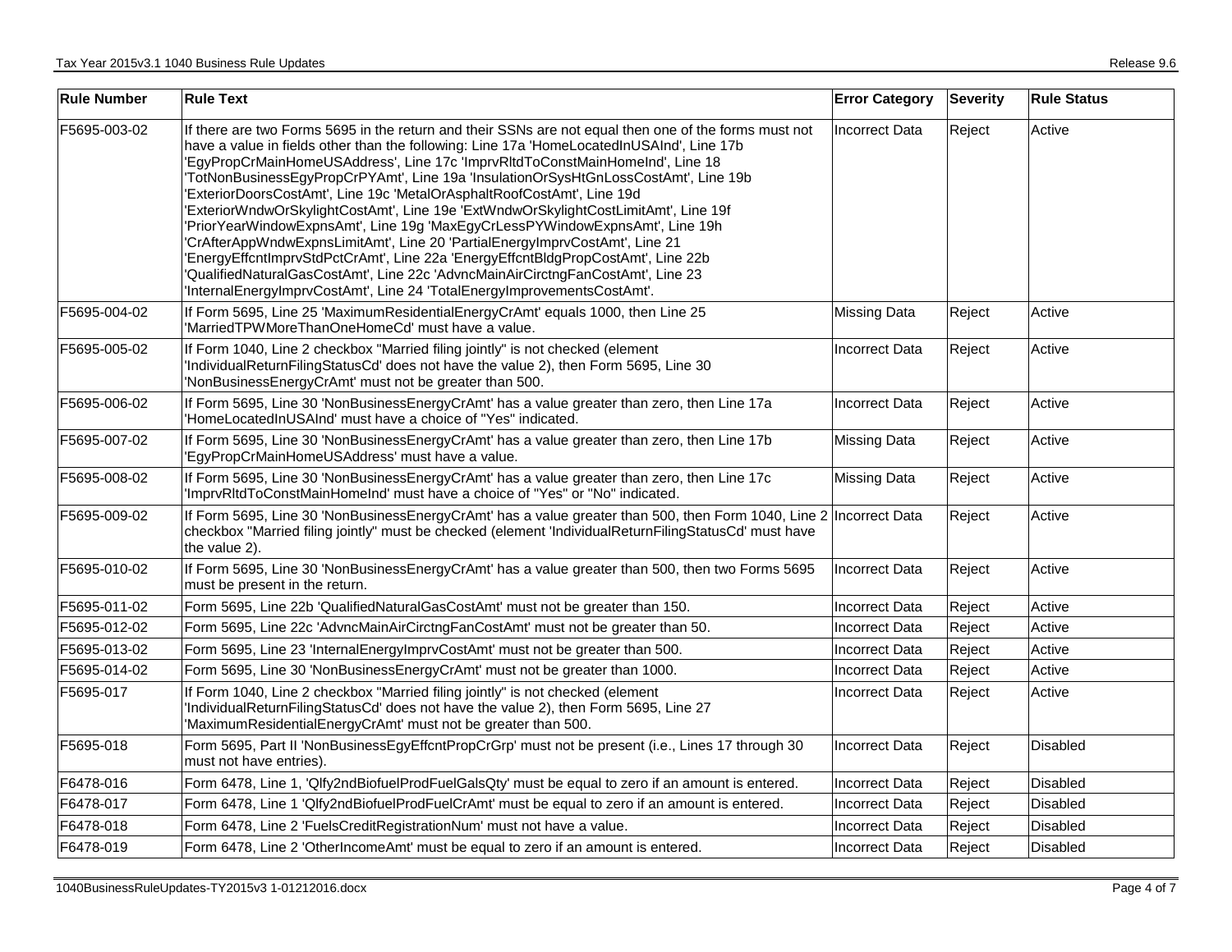| Rule Number | Rule Text | Error Category | Severity | Rule Status |
|---|---|---|---|---|
| F5695-003-02 | If there are two Forms 5695 in the return and their SSNs are not equal then one of the forms must not have a value in fields other than the following: Line 17a 'HomeLocatedInUSAInd', Line 17b 'EgyPropCrMainHomeUSAddress', Line 17c 'ImprvRltdToConstMainHomeInd', Line 18 'TotNonBusinessEgyPropCrPYAmt', Line 19a 'InsulationOrSysHtGnLossCostAmt', Line 19b 'ExteriorDoorsCostAmt', Line 19c 'MetalOrAsphaltRoofCostAmt', Line 19d 'ExteriorWndwOrSkylightCostAmt', Line 19e 'ExtWndwOrSkylightCostLimitAmt', Line 19f 'PriorYearWindowExpnsAmt', Line 19g 'MaxEgyCrLessPYWindowExpnsAmt', Line 19h 'CrAfterAppWndwExpnsLimitAmt', Line 20 'PartialEnergyImprvCostAmt', Line 21 'EnergyEffcntImprvStdPctCrAmt', Line 22a 'EnergyEffcntBldgPropCostAmt', Line 22b 'QualifiedNaturalGasCostAmt', Line 22c 'AdvncMainAirCirctngFanCostAmt', Line 23 'InternalEnergyImprvCostAmt', Line 24 'TotalEnergyImprovementsCostAmt'. | Incorrect Data | Reject | Active |
| F5695-004-02 | If Form 5695, Line 25 'MaximumResidentialEnergyCrAmt' equals 1000, then Line 25 'MarriedTPWMoreThanOneHomeCd' must have a value. | Missing Data | Reject | Active |
| F5695-005-02 | If Form 1040, Line 2 checkbox "Married filing jointly" is not checked (element 'IndividualReturnFilingStatusCd' does not have the value 2), then Form 5695, Line 30 'NonBusinessEnergyCrAmt' must not be greater than 500. | Incorrect Data | Reject | Active |
| F5695-006-02 | If Form 5695, Line 30 'NonBusinessEnergyCrAmt' has a value greater than zero, then Line 17a 'HomeLocatedInUSAInd' must have a choice of "Yes" indicated. | Incorrect Data | Reject | Active |
| F5695-007-02 | If Form 5695, Line 30 'NonBusinessEnergyCrAmt' has a value greater than zero, then Line 17b 'EgyPropCrMainHomeUSAddress' must have a value. | Missing Data | Reject | Active |
| F5695-008-02 | If Form 5695, Line 30 'NonBusinessEnergyCrAmt' has a value greater than zero, then Line 17c 'ImprvRltdToConstMainHomeInd' must have a choice of "Yes" or "No" indicated. | Missing Data | Reject | Active |
| F5695-009-02 | If Form 5695, Line 30 'NonBusinessEnergyCrAmt' has a value greater than 500, then Form 1040, Line 2 checkbox "Married filing jointly" must be checked (element 'IndividualReturnFilingStatusCd' must have the value 2). | Incorrect Data | Reject | Active |
| F5695-010-02 | If Form 5695, Line 30 'NonBusinessEnergyCrAmt' has a value greater than 500, then two Forms 5695 must be present in the return. | Incorrect Data | Reject | Active |
| F5695-011-02 | Form 5695, Line 22b 'QualifiedNaturalGasCostAmt' must not be greater than 150. | Incorrect Data | Reject | Active |
| F5695-012-02 | Form 5695, Line 22c 'AdvncMainAirCirctngFanCostAmt' must not be greater than 50. | Incorrect Data | Reject | Active |
| F5695-013-02 | Form 5695, Line 23 'InternalEnergyImprvCostAmt' must not be greater than 500. | Incorrect Data | Reject | Active |
| F5695-014-02 | Form 5695, Line 30 'NonBusinessEnergyCrAmt' must not be greater than 1000. | Incorrect Data | Reject | Active |
| F5695-017 | If Form 1040, Line 2 checkbox "Married filing jointly" is not checked (element 'IndividualReturnFilingStatusCd' does not have the value 2), then Form 5695, Line 27 'MaximumResidentialEnergyCrAmt' must not be greater than 500. | Incorrect Data | Reject | Active |
| F5695-018 | Form 5695, Part II 'NonBusinessEgyEffcntPropCrGrp' must not be present (i.e., Lines 17 through 30 must not have entries). | Incorrect Data | Reject | Disabled |
| F6478-016 | Form 6478, Line 1, 'Qlfy2ndBiofuelProdFuelGalsQty' must be equal to zero if an amount is entered. | Incorrect Data | Reject | Disabled |
| F6478-017 | Form 6478, Line 1 'Qlfy2ndBiofuelProdFuelCrAmt' must be equal to zero if an amount is entered. | Incorrect Data | Reject | Disabled |
| F6478-018 | Form 6478, Line 2 'FuelsCreditRegistrationNum' must not have a value. | Incorrect Data | Reject | Disabled |
| F6478-019 | Form 6478, Line 2 'OtherIncomeAmt' must be equal to zero if an amount is entered. | Incorrect Data | Reject | Disabled |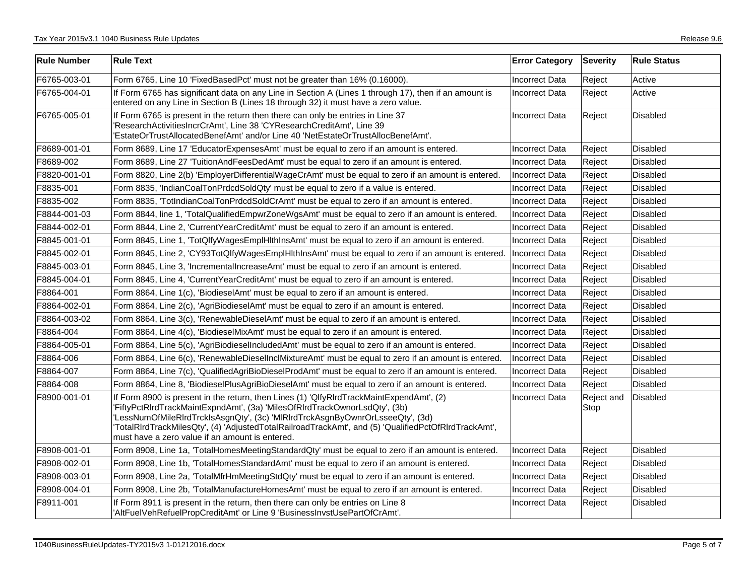| Rule Number | Rule Text | Error Category | Severity | Rule Status |
|---|---|---|---|---|
| F6765-003-01 | Form 6765, Line 10 'FixedBasedPct' must not be greater than 16% (0.16000). | Incorrect Data | Reject | Active |
| F6765-004-01 | If Form 6765 has significant data on any Line in Section A (Lines 1 through 17), then if an amount is entered on any Line in Section B (Lines 18 through 32) it must have a zero value. | Incorrect Data | Reject | Active |
| F6765-005-01 | If Form 6765 is present in the return then there can only be entries in Line 37 'ResearchActivitiesIncrCrAmt', Line 38 'CYResearchCreditAmt', Line 39 'EstateOrTrustAllocatedBenefAmt' and/or Line 40 'NetEstateOrTrustAllocBenefAmt'. | Incorrect Data | Reject | Disabled |
| F8689-001-01 | Form 8689, Line 17 'EducatorExpensesAmt' must be equal to zero if an amount is entered. | Incorrect Data | Reject | Disabled |
| F8689-002 | Form 8689, Line 27 'TuitionAndFeesDedAmt' must be equal to zero if an amount is entered. | Incorrect Data | Reject | Disabled |
| F8820-001-01 | Form 8820, Line 2(b) 'EmployerDifferentialWageCrAmt' must be equal to zero if an amount is entered. | Incorrect Data | Reject | Disabled |
| F8835-001 | Form 8835, 'IndianCoalTonPrdcdSoldQty' must be equal to zero if a value is entered. | Incorrect Data | Reject | Disabled |
| F8835-002 | Form 8835, 'TotIndianCoalTonPrdcdSoldCrAmt' must be equal to zero if an amount is entered. | Incorrect Data | Reject | Disabled |
| F8844-001-03 | Form 8844, line 1, 'TotalQualifiedEmpwrZoneWgsAmt' must be equal to zero if an amount is entered. | Incorrect Data | Reject | Disabled |
| F8844-002-01 | Form 8844, Line 2, 'CurrentYearCreditAmt' must be equal to zero if an amount is entered. | Incorrect Data | Reject | Disabled |
| F8845-001-01 | Form 8845, Line 1, 'TotQlfyWagesEmplHlthInsAmt' must be equal to zero if an amount is entered. | Incorrect Data | Reject | Disabled |
| F8845-002-01 | Form 8845, Line 2, 'CY93TotQlfyWagesEmplHlthInsAmt' must be equal to zero if an amount is entered. | Incorrect Data | Reject | Disabled |
| F8845-003-01 | Form 8845, Line 3, 'IncrementalIncreaseAmt' must be equal to zero if an amount is entered. | Incorrect Data | Reject | Disabled |
| F8845-004-01 | Form 8845, Line 4, 'CurrentYearCreditAmt' must be equal to zero if an amount is entered. | Incorrect Data | Reject | Disabled |
| F8864-001 | Form 8864, Line 1(c), 'BiodieselAmt' must be equal to zero if an amount is entered. | Incorrect Data | Reject | Disabled |
| F8864-002-01 | Form 8864, Line 2(c), 'AgriBiodieselAmt' must be equal to zero if an amount is entered. | Incorrect Data | Reject | Disabled |
| F8864-003-02 | Form 8864, Line 3(c), 'RenewableDieselAmt' must be equal to zero if an amount is entered. | Incorrect Data | Reject | Disabled |
| F8864-004 | Form 8864, Line 4(c), 'BiodieselMixAmt' must be equal to zero if an amount is entered. | Incorrect Data | Reject | Disabled |
| F8864-005-01 | Form 8864, Line 5(c), 'AgriBiodieselIncludedAmt' must be equal to zero if an amount is entered. | Incorrect Data | Reject | Disabled |
| F8864-006 | Form 8864, Line 6(c), 'RenewableDieselInclMixtureAmt' must be equal to zero if an amount is entered. | Incorrect Data | Reject | Disabled |
| F8864-007 | Form 8864, Line 7(c), 'QualifiedAgriBioDieselProdAmt' must be equal to zero if an amount is entered. | Incorrect Data | Reject | Disabled |
| F8864-008 | Form 8864, Line 8, 'BiodieselPlusAgriBioDieselAmt' must be equal to zero if an amount is entered. | Incorrect Data | Reject | Disabled |
| F8900-001-01 | If Form 8900 is present in the return, then Lines (1) 'QlfyRlrdTrackMaintExpendAmt', (2) 'FiftyPctRlrdTrackMaintExpndAmt', (3a) 'MilesOfRlrdTrackOwnorLsdQty', (3b) 'LessNumOfMileRlrdTrckIsAsgnQty', (3c) 'MlRlrdTrckAsgnByOwnrOrLsseeQty', (3d) 'TotalRlrdTrackMilesQty', (4) 'AdjustedTotalRailroadTrackAmt', and (5) 'QualifiedPctOfRlrdTrackAmt', must have a zero value if an amount is entered. | Incorrect Data | Reject and Stop | Disabled |
| F8908-001-01 | Form 8908, Line 1a, 'TotalHomesMeetingStandardQty' must be equal to zero if an amount is entered. | Incorrect Data | Reject | Disabled |
| F8908-002-01 | Form 8908, Line 1b, 'TotalHomesStandardAmt' must be equal to zero if an amount is entered. | Incorrect Data | Reject | Disabled |
| F8908-003-01 | Form 8908, Line 2a, 'TotalMfrHmMeetingStdQty' must be equal to zero if an amount is entered. | Incorrect Data | Reject | Disabled |
| F8908-004-01 | Form 8908, Line 2b, 'TotalManufactureHomesAmt' must be equal to zero if an amount is entered. | Incorrect Data | Reject | Disabled |
| F8911-001 | If Form 8911 is present in the return, then there can only be entries on Line 8 'AltFuelVehRefuelPropCreditAmt' or Line 9 'BusinessInvstUsePartOfCrAmt'. | Incorrect Data | Reject | Disabled |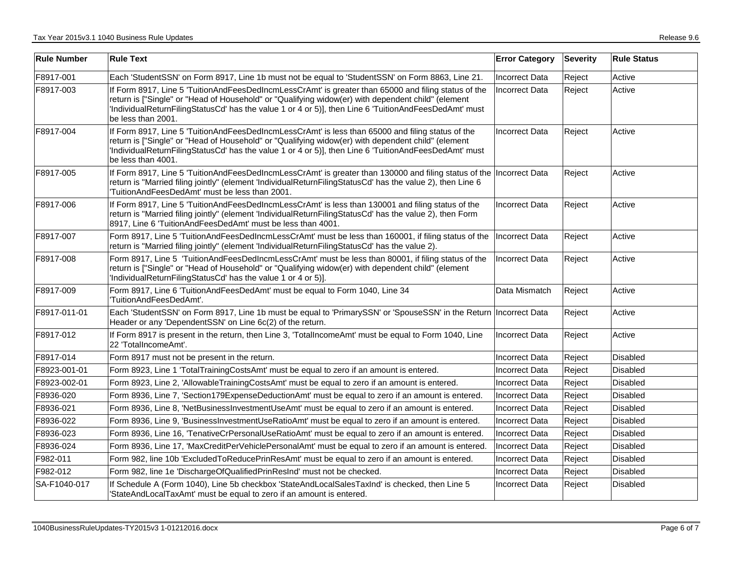| Rule Number | Rule Text | Error Category | Severity | Rule Status |
|---|---|---|---|---|
| F8917-001 | Each 'StudentSSN' on Form 8917, Line 1b must not be equal to 'StudentSSN' on Form 8863, Line 21. | Incorrect Data | Reject | Active |
| F8917-003 | If Form 8917, Line 5 'TuitionAndFeesDedIncmLessCrAmt' is greater than 65000 and filing status of the return is ["Single" or "Head of Household" or "Qualifying widow(er) with dependent child" (element 'IndividualReturnFilingStatusCd' has the value 1 or 4 or 5)], then Line 6 'TuitionAndFeesDedAmt' must be less than 2001. | Incorrect Data | Reject | Active |
| F8917-004 | If Form 8917, Line 5 'TuitionAndFeesDedIncmLessCrAmt' is less than 65000 and filing status of the return is ["Single" or "Head of Household" or "Qualifying widow(er) with dependent child" (element 'IndividualReturnFilingStatusCd' has the value 1 or 4 or 5)], then Line 6 'TuitionAndFeesDedAmt' must be less than 4001. | Incorrect Data | Reject | Active |
| F8917-005 | If Form 8917, Line 5 'TuitionAndFeesDedIncmLessCrAmt' is greater than 130000 and filing status of the return is "Married filing jointly" (element 'IndividualReturnFilingStatusCd' has the value 2), then Line 6 'TuitionAndFeesDedAmt' must be less than 2001. | Incorrect Data | Reject | Active |
| F8917-006 | If Form 8917, Line 5 'TuitionAndFeesDedIncmLessCrAmt' is less than 130001 and filing status of the return is "Married filing jointly" (element 'IndividualReturnFilingStatusCd' has the value 2), then Form 8917, Line 6 'TuitionAndFeesDedAmt' must be less than 4001. | Incorrect Data | Reject | Active |
| F8917-007 | Form 8917, Line 5 'TuitionAndFeesDedIncmLessCrAmt' must be less than 160001, if filing status of the return is "Married filing jointly" (element 'IndividualReturnFilingStatusCd' has the value 2). | Incorrect Data | Reject | Active |
| F8917-008 | Form 8917, Line 5 'TuitionAndFeesDedIncmLessCrAmt' must be less than 80001, if filing status of the return is ["Single" or "Head of Household" or "Qualifying widow(er) with dependent child" (element 'IndividualReturnFilingStatusCd' has the value 1 or 4 or 5)]. | Incorrect Data | Reject | Active |
| F8917-009 | Form 8917, Line 6 'TuitionAndFeesDedAmt' must be equal to Form 1040, Line 34 'TuitionAndFeesDedAmt'. | Data Mismatch | Reject | Active |
| F8917-011-01 | Each 'StudentSSN' on Form 8917, Line 1b must be equal to 'PrimarySSN' or 'SpouseSSN' in the Return Header or any 'DependentSSN' on Line 6c(2) of the return. | Incorrect Data | Reject | Active |
| F8917-012 | If Form 8917 is present in the return, then Line 3, 'TotalIncomeAmt' must be equal to Form 1040, Line 22 'TotalIncomeAmt'. | Incorrect Data | Reject | Active |
| F8917-014 | Form 8917 must not be present in the return. | Incorrect Data | Reject | Disabled |
| F8923-001-01 | Form 8923, Line 1 'TotalTrainingCostsAmt' must be equal to zero if an amount is entered. | Incorrect Data | Reject | Disabled |
| F8923-002-01 | Form 8923, Line 2, 'AllowableTrainingCostsAmt' must be equal to zero if an amount is entered. | Incorrect Data | Reject | Disabled |
| F8936-020 | Form 8936, Line 7, 'Section179ExpenseDeductionAmt' must be equal to zero if an amount is entered. | Incorrect Data | Reject | Disabled |
| F8936-021 | Form 8936, Line 8, 'NetBusinessInvestmentUseAmt' must be equal to zero if an amount is entered. | Incorrect Data | Reject | Disabled |
| F8936-022 | Form 8936, Line 9, 'BusinessInvestmentUseRatioAmt' must be equal to zero if an amount is entered. | Incorrect Data | Reject | Disabled |
| F8936-023 | Form 8936, Line 16, 'TenativeCrPersonalUseRatioAmt' must be equal to zero if an amount is entered. | Incorrect Data | Reject | Disabled |
| F8936-024 | Form 8936, Line 17, 'MaxCreditPerVehiclePersonalAmt' must be equal to zero if an amount is entered. | Incorrect Data | Reject | Disabled |
| F982-011 | Form 982, line 10b 'ExcludedToReducePrinResAmt' must be equal to zero if an amount is entered. | Incorrect Data | Reject | Disabled |
| F982-012 | Form 982, line 1e 'DischargeOfQualifiedPrinResInd' must not be checked. | Incorrect Data | Reject | Disabled |
| SA-F1040-017 | If Schedule A (Form 1040), Line 5b checkbox 'StateAndLocalSalesTaxInd' is checked, then Line 5 'StateAndLocalTaxAmt' must be equal to zero if an amount is entered. | Incorrect Data | Reject | Disabled |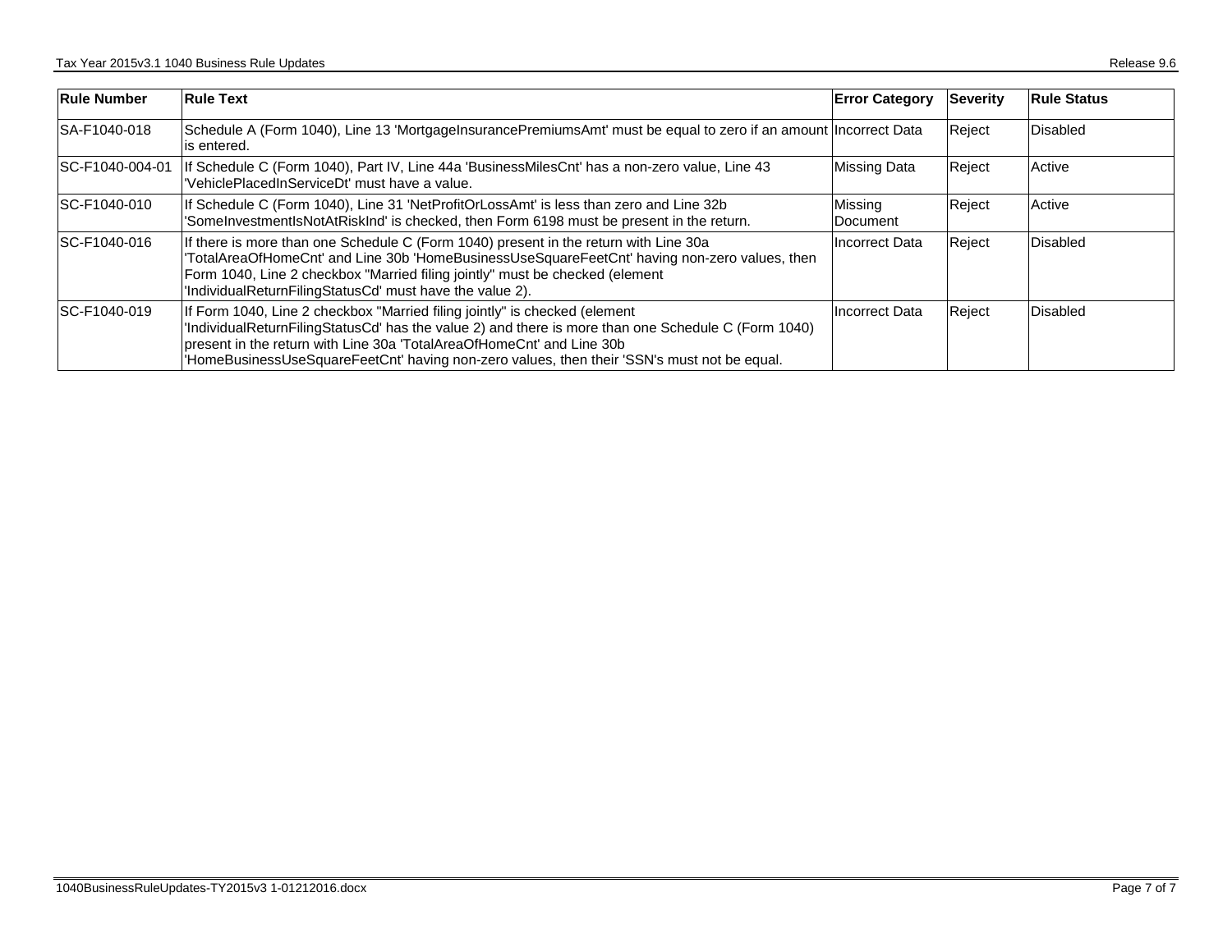| Rule Number | Rule Text | Error Category | Severity | Rule Status |
|---|---|---|---|---|
| SA-F1040-018 | Schedule A (Form 1040), Line 13 'MortgageInsurancePremiumsAmt' must be equal to zero if an amount is entered. | Incorrect Data | Reject | Disabled |
| SC-F1040-004-01 | If Schedule C (Form 1040), Part IV, Line 44a 'BusinessMilesCnt' has a non-zero value, Line 43 'VehiclePlacedInServiceDt' must have a value. | Missing Data | Reject | Active |
| SC-F1040-010 | If Schedule C (Form 1040), Line 31 'NetProfitOrLossAmt' is less than zero and Line 32b 'SomeInvestmentIsNotAtRiskInd' is checked, then Form 6198 must be present in the return. | Missing Document | Reject | Active |
| SC-F1040-016 | If there is more than one Schedule C (Form 1040) present in the return with Line 30a 'TotalAreaOfHomeCnt' and Line 30b 'HomeBusinessUseSquareFeetCnt' having non-zero values, then Form 1040, Line 2 checkbox "Married filing jointly" must be checked (element 'IndividualReturnFilingStatusCd' must have the value 2). | Incorrect Data | Reject | Disabled |
| SC-F1040-019 | If Form 1040, Line 2 checkbox "Married filing jointly" is checked (element 'IndividualReturnFilingStatusCd' has the value 2) and there is more than one Schedule C (Form 1040) present in the return with Line 30a 'TotalAreaOfHomeCnt' and Line 30b 'HomeBusinessUseSquareFeetCnt' having non-zero values, then their 'SSN's must not be equal. | Incorrect Data | Reject | Disabled |